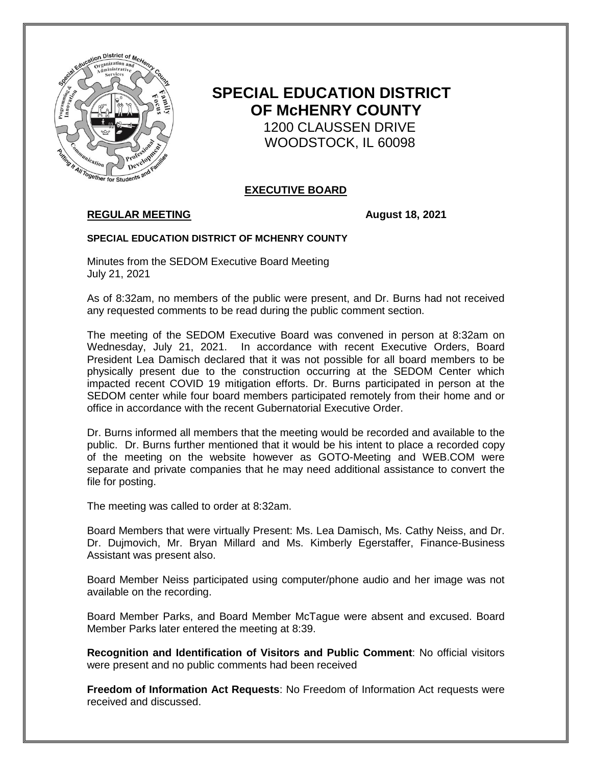# SPECIAL EDUCATION DISTRICT OF McHENRY COUNTY

1200 CLAUSSEN DRIVE
WOODSTOCK, IL 60098

## EXECUTIVE BOARD

**REGULAR MEETING** **August 18, 2021**

**SPECIAL EDUCATION DISTRICT OF MCHENRY COUNTY**

Minutes from the SEDOM Executive Board Meeting
July 21, 2021

As of 8:32am, no members of the public were present, and Dr. Burns had not received any requested comments to be read during the public comment section.

The meeting of the SEDOM Executive Board was convened in person at 8:32am on Wednesday, July 21, 2021. In accordance with recent Executive Orders, Board President Lea Damisch declared that it was not possible for all board members to be physically present due to the construction occurring at the SEDOM Center which impacted recent COVID 19 mitigation efforts. Dr. Burns participated in person at the SEDOM center while four board members participated remotely from their home and or office in accordance with the recent Gubernatorial Executive Order.

Dr. Burns informed all members that the meeting would be recorded and available to the public. Dr. Burns further mentioned that it would be his intent to place a recorded copy of the meeting on the website however as GOTO-Meeting and WEB.COM were separate and private companies that he may need additional assistance to convert the file for posting.

The meeting was called to order at 8:32am.

Board Members that were virtually Present: Ms. Lea Damisch, Ms. Cathy Neiss, and Dr. Dr. Dujmovich, Mr. Bryan Millard and Ms. Kimberly Egerstaffer, Finance-Business Assistant was present also.

Board Member Neiss participated using computer/phone audio and her image was not available on the recording.

Board Member Parks, and Board Member McTague were absent and excused. Board Member Parks later entered the meeting at 8:39.

**Recognition and Identification of Visitors and Public Comment**: No official visitors were present and no public comments had been received

**Freedom of Information Act Requests**: No Freedom of Information Act requests were received and discussed.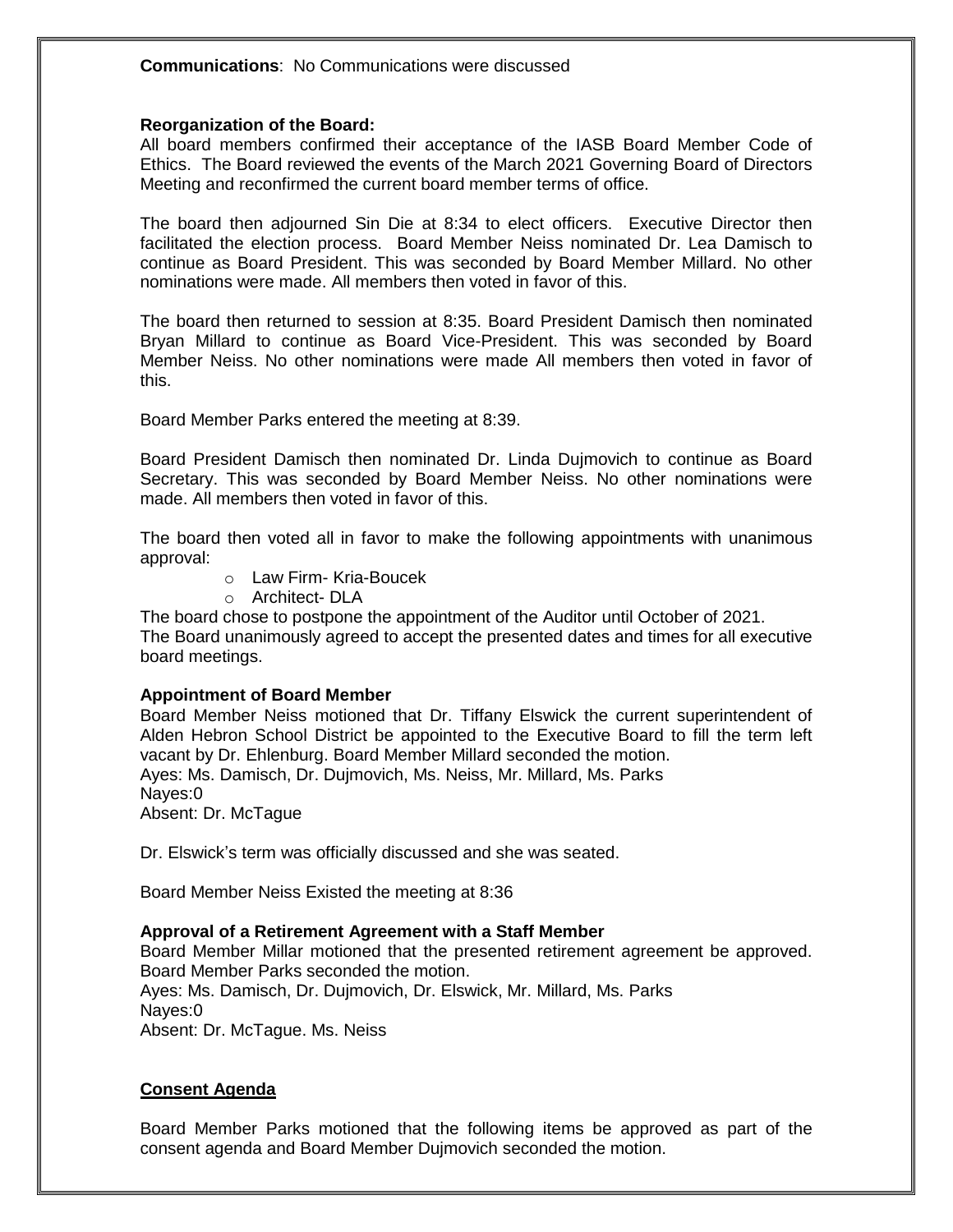**Communications**: No Communications were discussed

**Reorganization of the Board:**

All board members confirmed their acceptance of the IASB Board Member Code of Ethics. The Board reviewed the events of the March 2021 Governing Board of Directors Meeting and reconfirmed the current board member terms of office.

The board then adjourned Sin Die at 8:34 to elect officers. Executive Director then facilitated the election process. Board Member Neiss nominated Dr. Lea Damisch to continue as Board President. This was seconded by Board Member Millard. No other nominations were made. All members then voted in favor of this.

The board then returned to session at 8:35. Board President Damisch then nominated Bryan Millard to continue as Board Vice-President. This was seconded by Board Member Neiss. No other nominations were made All members then voted in favor of this.

Board Member Parks entered the meeting at 8:39.

Board President Damisch then nominated Dr. Linda Dujmovich to continue as Board Secretary. This was seconded by Board Member Neiss. No other nominations were made. All members then voted in favor of this.

The board then voted all in favor to make the following appointments with unanimous approval:

- Law Firm- Kria-Boucek
- Architect- DLA

The board chose to postpone the appointment of the Auditor until October of 2021.
The Board unanimously agreed to accept the presented dates and times for all executive board meetings.

**Appointment of Board Member**

Board Member Neiss motioned that Dr. Tiffany Elswick the current superintendent of Alden Hebron School District be appointed to the Executive Board to fill the term left vacant by Dr. Ehlenburg. Board Member Millard seconded the motion.
Ayes: Ms. Damisch, Dr. Dujmovich, Ms. Neiss, Mr. Millard, Ms. Parks
Nayes:0
Absent: Dr. McTague

Dr. Elswick's term was officially discussed and she was seated.

Board Member Neiss Existed the meeting at 8:36

**Approval of a Retirement Agreement with a Staff Member**

Board Member Millar motioned that the presented retirement agreement be approved. Board Member Parks seconded the motion.
Ayes: Ms. Damisch, Dr. Dujmovich, Dr. Elswick, Mr. Millard, Ms. Parks
Nayes:0
Absent: Dr. McTague. Ms. Neiss

**Consent Agenda**

Board Member Parks motioned that the following items be approved as part of the consent agenda and Board Member Dujmovich seconded the motion.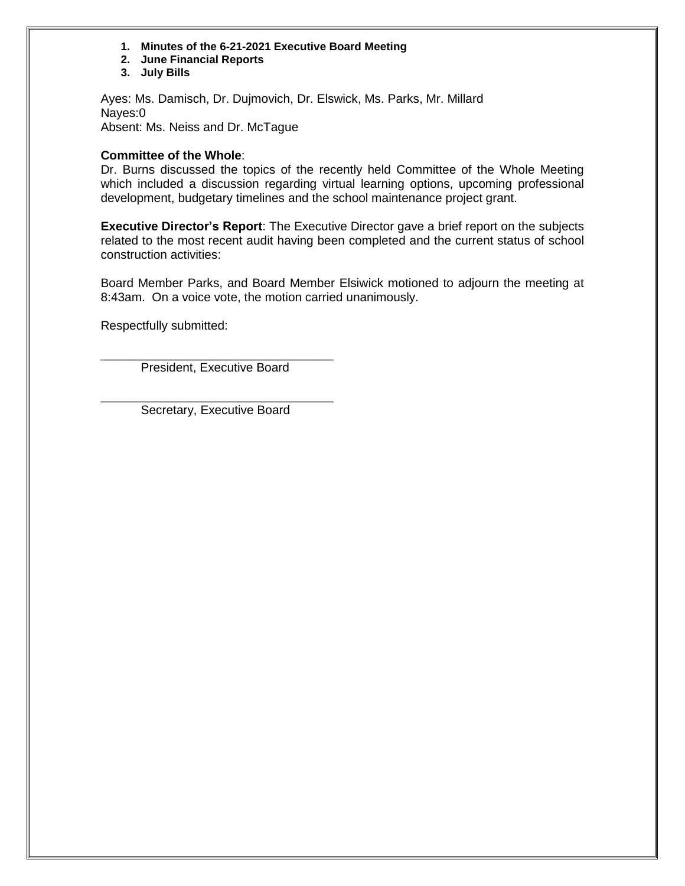1. **Minutes of the 6-21-2021 Executive Board Meeting**
2. **June Financial Reports**
3. **July Bills**

Ayes: Ms. Damisch, Dr. Dujmovich, Dr. Elswick, Ms. Parks, Mr. Millard
Nayes:0
Absent: Ms. Neiss and Dr. McTague

**Committee of the Whole**:
Dr. Burns discussed the topics of the recently held Committee of the Whole Meeting which included a discussion regarding virtual learning options, upcoming professional development, budgetary timelines and the school maintenance project grant.

**Executive Director's Report**: The Executive Director gave a brief report on the subjects related to the most recent audit having been completed and the current status of school construction activities:

Board Member Parks, and Board Member Elsiwick motioned to adjourn the meeting at 8:43am. On a voice vote, the motion carried unanimously.

Respectfully submitted:

\_\_\_\_\_\_\_\_\_\_\_\_\_\_\_\_\_\_\_\_\_\_\_\_\_\_\_\_\_\_\_\_\_\_
President, Executive Board

\_\_\_\_\_\_\_\_\_\_\_\_\_\_\_\_\_\_\_\_\_\_\_\_\_\_\_\_\_\_\_\_\_\_
Secretary, Executive Board